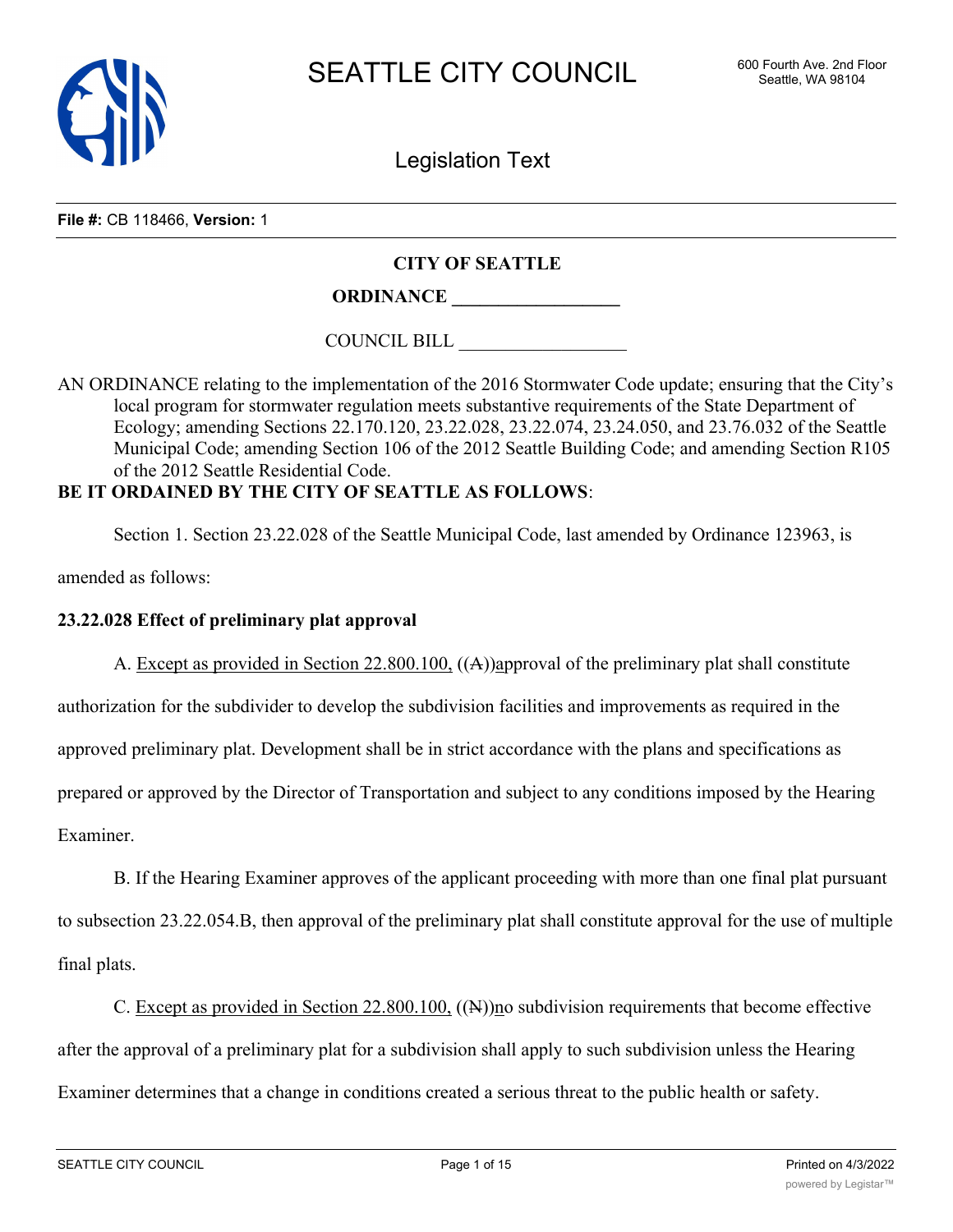SEATTLE CITY COUNCIL

600 Fourth Ave. 2nd Floor
Seattle, WA 98104

Legislation Text

**File #:** CB 118466, **Version:** 1

**CITY OF SEATTLE**

**ORDINANCE __________________**

COUNCIL BILL __________________

AN ORDINANCE relating to the implementation of the 2016 Stormwater Code update; ensuring that the City's local program for stormwater regulation meets substantive requirements of the State Department of Ecology; amending Sections 22.170.120, 23.22.028, 23.22.074, 23.24.050, and 23.76.032 of the Seattle Municipal Code; amending Section 106 of the 2012 Seattle Building Code; and amending Section R105 of the 2012 Seattle Residential Code.

**BE IT ORDAINED BY THE CITY OF SEATTLE AS FOLLOWS**:

Section 1. Section 23.22.028 of the Seattle Municipal Code, last amended by Ordinance 123963, is amended as follows:

**23.22.028 Effect of preliminary plat approval**

A. Except as provided in Section 22.800.100, ((A))approval of the preliminary plat shall constitute authorization for the subdivider to develop the subdivision facilities and improvements as required in the approved preliminary plat. Development shall be in strict accordance with the plans and specifications as prepared or approved by the Director of Transportation and subject to any conditions imposed by the Hearing Examiner.

B. If the Hearing Examiner approves of the applicant proceeding with more than one final plat pursuant to subsection 23.22.054.B, then approval of the preliminary plat shall constitute approval for the use of multiple final plats.

C. Except as provided in Section 22.800.100, ((N))no subdivision requirements that become effective after the approval of a preliminary plat for a subdivision shall apply to such subdivision unless the Hearing Examiner determines that a change in conditions created a serious threat to the public health or safety.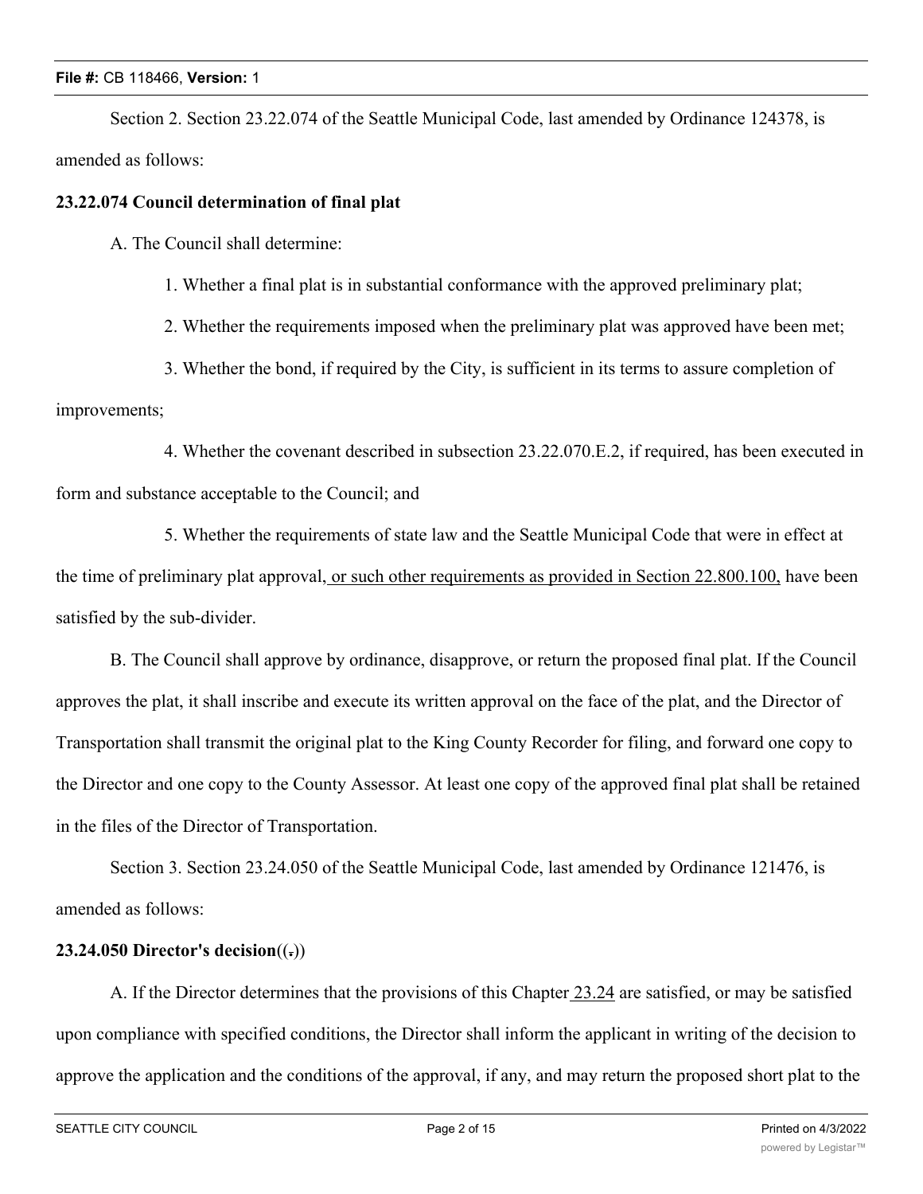Section 2. Section 23.22.074 of the Seattle Municipal Code, last amended by Ordinance 124378, is amended as follows:

**23.22.074 Council determination of final plat**

A. The Council shall determine:

1. Whether a final plat is in substantial conformance with the approved preliminary plat;

2. Whether the requirements imposed when the preliminary plat was approved have been met;

3. Whether the bond, if required by the City, is sufficient in its terms to assure completion of improvements;

4. Whether the covenant described in subsection 23.22.070.E.2, if required, has been executed in form and substance acceptable to the Council; and

5. Whether the requirements of state law and the Seattle Municipal Code that were in effect at the time of preliminary plat approval<u>, or such other requirements as provided in Section 22.800.100,</u> have been satisfied by the sub-divider.

B. The Council shall approve by ordinance, disapprove, or return the proposed final plat. If the Council approves the plat, it shall inscribe and execute its written approval on the face of the plat, and the Director of Transportation shall transmit the original plat to the King County Recorder for filing, and forward one copy to the Director and one copy to the County Assessor. At least one copy of the approved final plat shall be retained in the files of the Director of Transportation.

Section 3. Section 23.24.050 of the Seattle Municipal Code, last amended by Ordinance 121476, is amended as follows:

**23.24.050 Director's decision**((~~,~~))

A. If the Director determines that the provisions of this Chapter<u> 23.24</u> are satisfied, or may be satisfied upon compliance with specified conditions, the Director shall inform the applicant in writing of the decision to approve the application and the conditions of the approval, if any, and may return the proposed short plat to the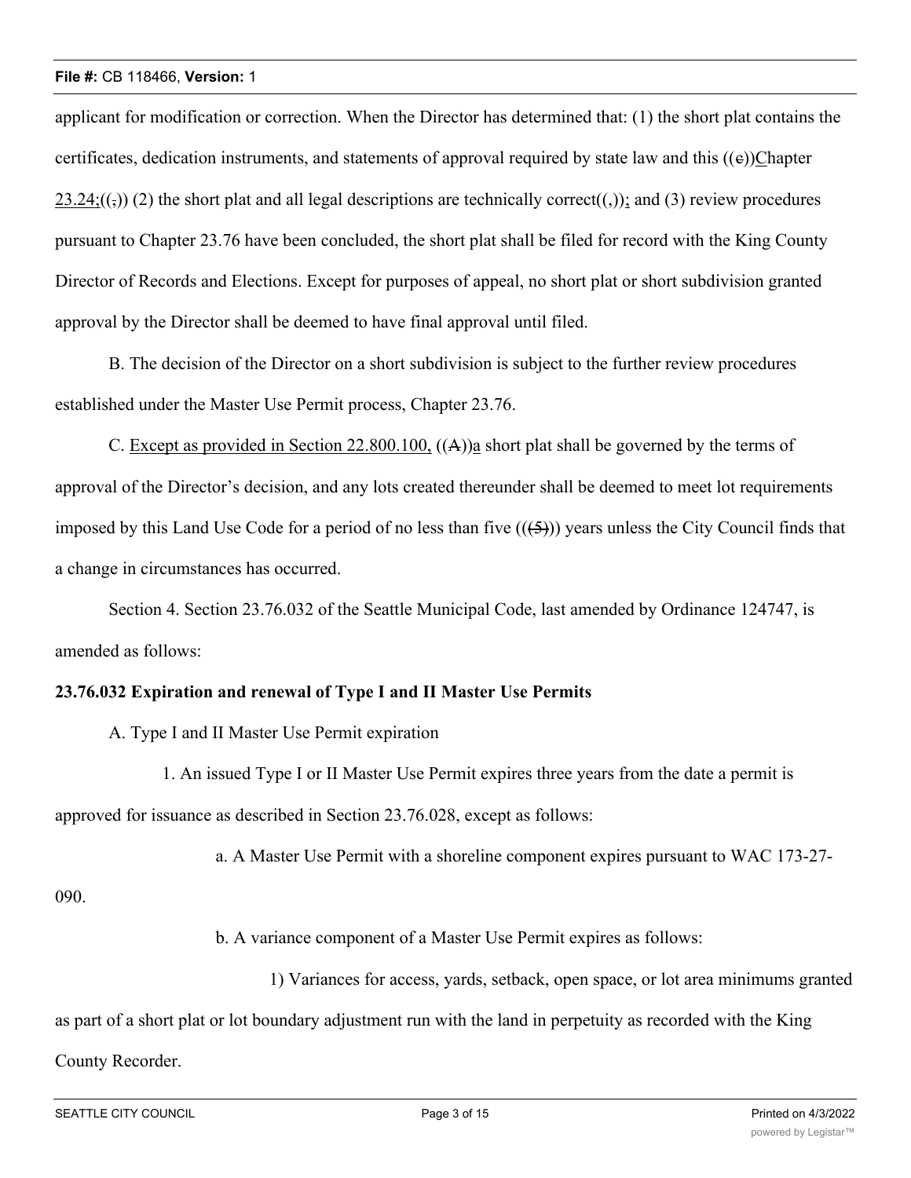applicant for modification or correction. When the Director has determined that: (1) the short plat contains the certificates, dedication instruments, and statements of approval required by state law and this ((~~c~~))<u>C</u>hapter <u>23.24;</u>((~~,~~)) (2) the short plat and all legal descriptions are technically correct((~~,~~))<u>;</u> and (3) review procedures pursuant to Chapter 23.76 have been concluded, the short plat shall be filed for record with the King County Director of Records and Elections. Except for purposes of appeal, no short plat or short subdivision granted approval by the Director shall be deemed to have final approval until filed.

B. The decision of the Director on a short subdivision is subject to the further review procedures established under the Master Use Permit process, Chapter 23.76.

C. <u>Except as provided in Section 22.800.100,</u> ((~~A~~))<u>a</u> short plat shall be governed by the terms of approval of the Director's decision, and any lots created thereunder shall be deemed to meet lot requirements imposed by this Land Use Code for a period of no less than five ((~~(5)~~)) years unless the City Council finds that a change in circumstances has occurred.

Section 4. Section 23.76.032 of the Seattle Municipal Code, last amended by Ordinance 124747, is amended as follows:

**23.76.032 Expiration and renewal of Type I and II Master Use Permits**

A. Type I and II Master Use Permit expiration

1. An issued Type I or II Master Use Permit expires three years from the date a permit is approved for issuance as described in Section 23.76.028, except as follows:

a. A Master Use Permit with a shoreline component expires pursuant to WAC 173-27-090.

b. A variance component of a Master Use Permit expires as follows:

1) Variances for access, yards, setback, open space, or lot area minimums granted as part of a short plat or lot boundary adjustment run with the land in perpetuity as recorded with the King County Recorder.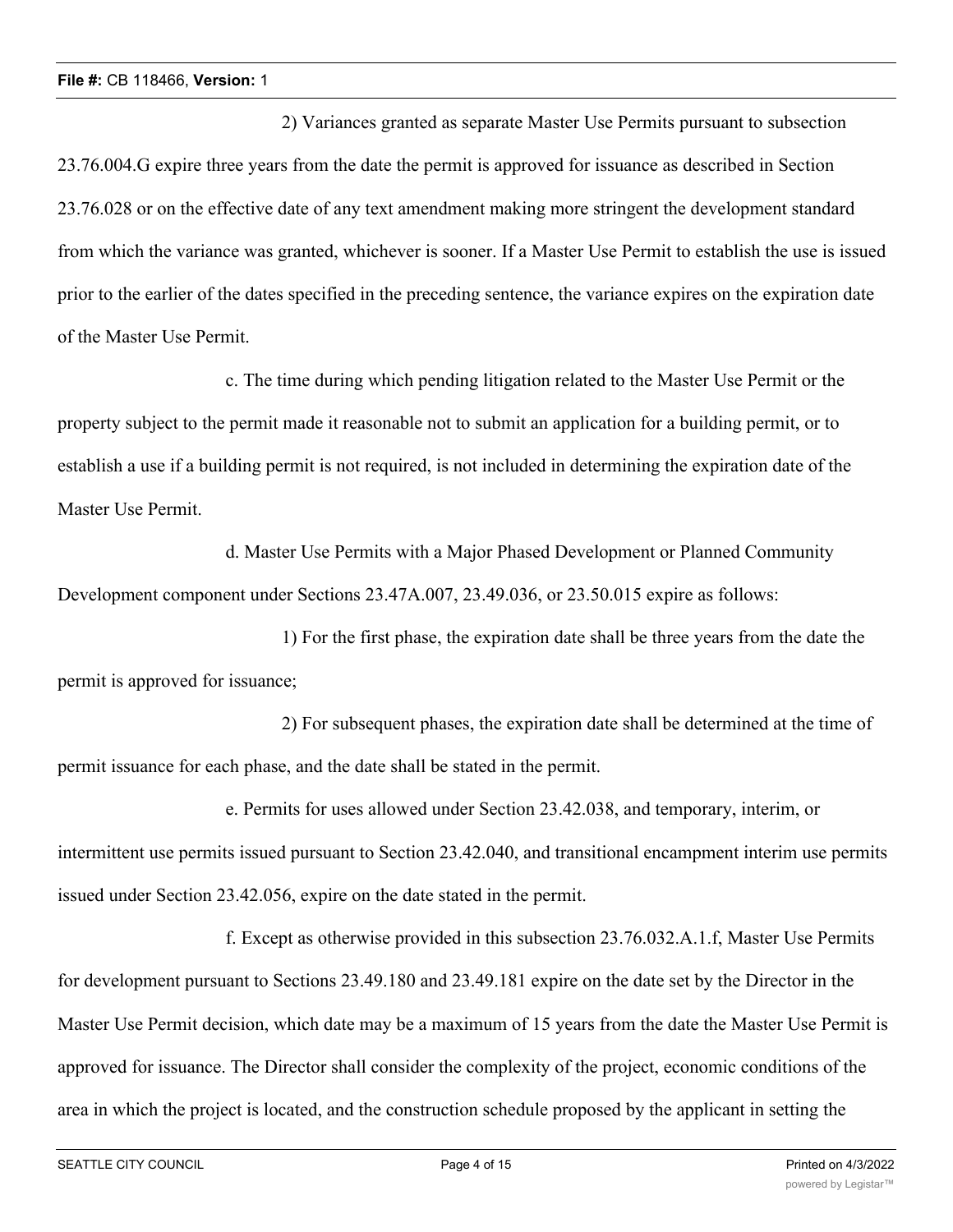2) Variances granted as separate Master Use Permits pursuant to subsection 23.76.004.G expire three years from the date the permit is approved for issuance as described in Section 23.76.028 or on the effective date of any text amendment making more stringent the development standard from which the variance was granted, whichever is sooner. If a Master Use Permit to establish the use is issued prior to the earlier of the dates specified in the preceding sentence, the variance expires on the expiration date of the Master Use Permit.

c. The time during which pending litigation related to the Master Use Permit or the property subject to the permit made it reasonable not to submit an application for a building permit, or to establish a use if a building permit is not required, is not included in determining the expiration date of the Master Use Permit.

d. Master Use Permits with a Major Phased Development or Planned Community Development component under Sections 23.47A.007, 23.49.036, or 23.50.015 expire as follows:

1) For the first phase, the expiration date shall be three years from the date the permit is approved for issuance;

2) For subsequent phases, the expiration date shall be determined at the time of permit issuance for each phase, and the date shall be stated in the permit.

e. Permits for uses allowed under Section 23.42.038, and temporary, interim, or intermittent use permits issued pursuant to Section 23.42.040, and transitional encampment interim use permits issued under Section 23.42.056, expire on the date stated in the permit.

f. Except as otherwise provided in this subsection 23.76.032.A.1.f, Master Use Permits for development pursuant to Sections 23.49.180 and 23.49.181 expire on the date set by the Director in the Master Use Permit decision, which date may be a maximum of 15 years from the date the Master Use Permit is approved for issuance. The Director shall consider the complexity of the project, economic conditions of the area in which the project is located, and the construction schedule proposed by the applicant in setting the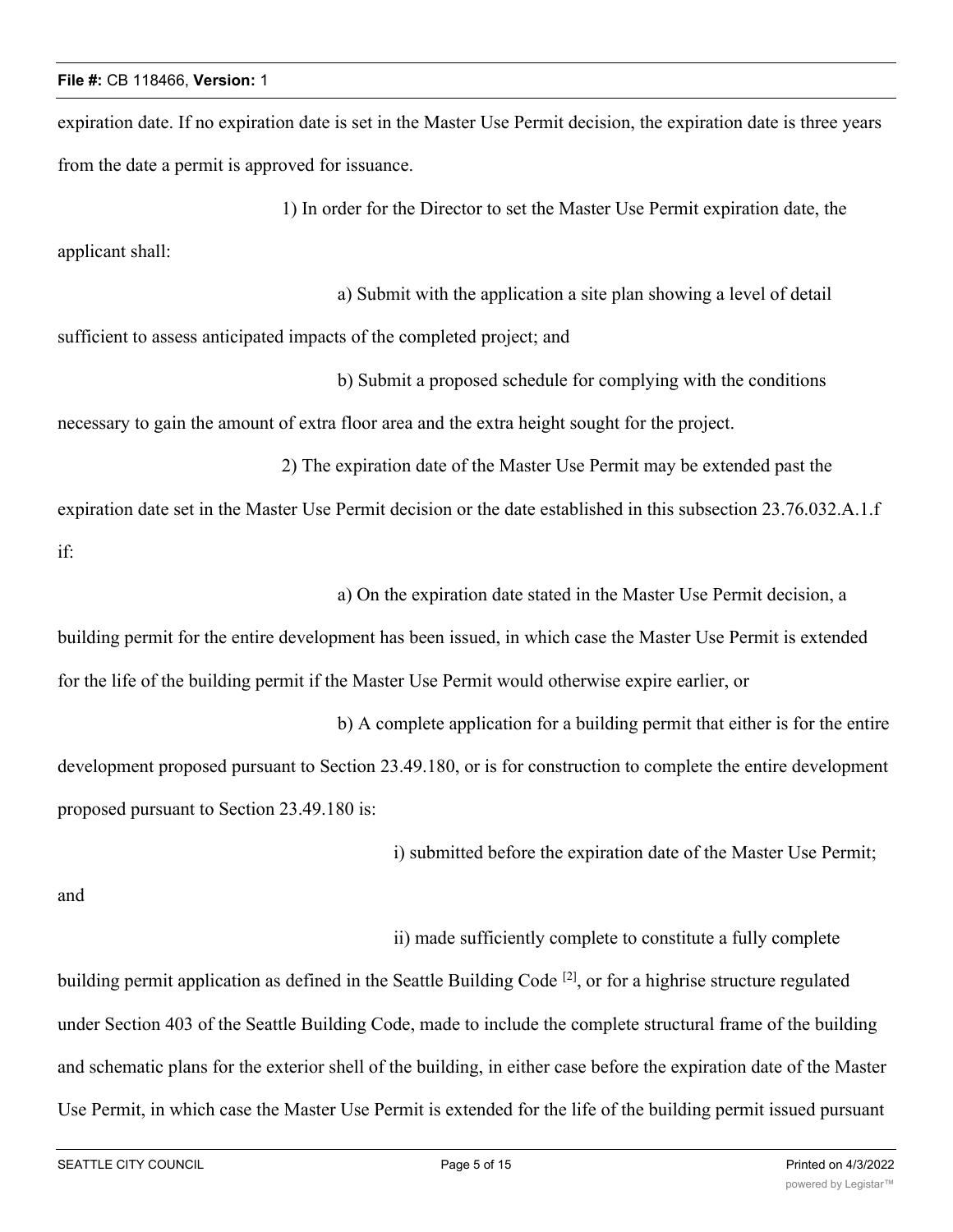expiration date. If no expiration date is set in the Master Use Permit decision, the expiration date is three years from the date a permit is approved for issuance.

1) In order for the Director to set the Master Use Permit expiration date, the applicant shall:

a) Submit with the application a site plan showing a level of detail sufficient to assess anticipated impacts of the completed project; and

b) Submit a proposed schedule for complying with the conditions necessary to gain the amount of extra floor area and the extra height sought for the project.

2) The expiration date of the Master Use Permit may be extended past the expiration date set in the Master Use Permit decision or the date established in this subsection 23.76.032.A.1.f if:

a) On the expiration date stated in the Master Use Permit decision, a building permit for the entire development has been issued, in which case the Master Use Permit is extended for the life of the building permit if the Master Use Permit would otherwise expire earlier, or

b) A complete application for a building permit that either is for the entire development proposed pursuant to Section 23.49.180, or is for construction to complete the entire development proposed pursuant to Section 23.49.180 is:

i) submitted before the expiration date of the Master Use Permit; and

ii) made sufficiently complete to constitute a fully complete building permit application as defined in the Seattle Building Code [2], or for a highrise structure regulated under Section 403 of the Seattle Building Code, made to include the complete structural frame of the building and schematic plans for the exterior shell of the building, in either case before the expiration date of the Master Use Permit, in which case the Master Use Permit is extended for the life of the building permit issued pursuant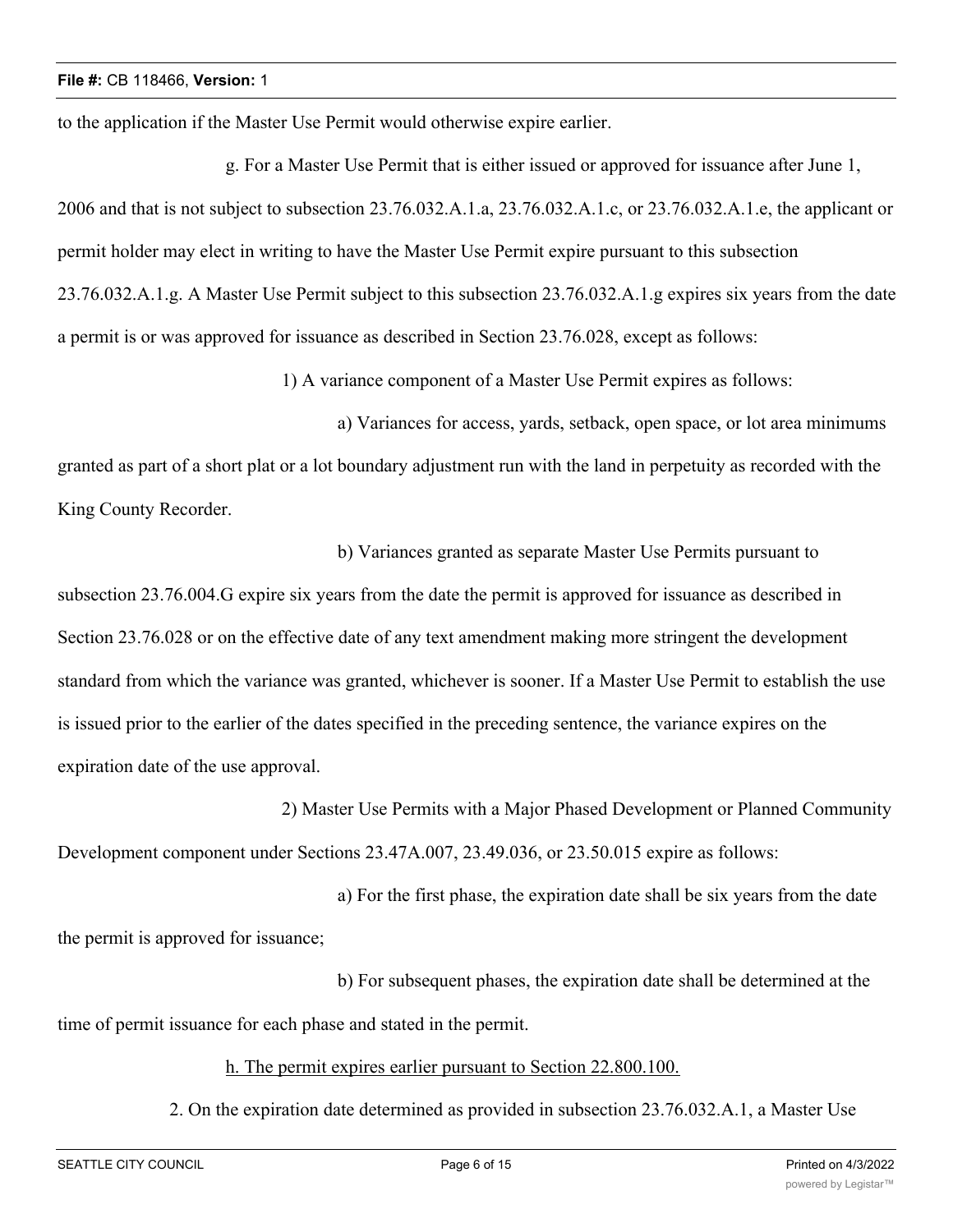to the application if the Master Use Permit would otherwise expire earlier.

g. For a Master Use Permit that is either issued or approved for issuance after June 1, 2006 and that is not subject to subsection 23.76.032.A.1.a, 23.76.032.A.1.c, or 23.76.032.A.1.e, the applicant or permit holder may elect in writing to have the Master Use Permit expire pursuant to this subsection 23.76.032.A.1.g. A Master Use Permit subject to this subsection 23.76.032.A.1.g expires six years from the date a permit is or was approved for issuance as described in Section 23.76.028, except as follows:

1) A variance component of a Master Use Permit expires as follows:

a) Variances for access, yards, setback, open space, or lot area minimums granted as part of a short plat or a lot boundary adjustment run with the land in perpetuity as recorded with the King County Recorder.

b) Variances granted as separate Master Use Permits pursuant to subsection 23.76.004.G expire six years from the date the permit is approved for issuance as described in Section 23.76.028 or on the effective date of any text amendment making more stringent the development standard from which the variance was granted, whichever is sooner. If a Master Use Permit to establish the use is issued prior to the earlier of the dates specified in the preceding sentence, the variance expires on the expiration date of the use approval.

2) Master Use Permits with a Major Phased Development or Planned Community Development component under Sections 23.47A.007, 23.49.036, or 23.50.015 expire as follows:

a) For the first phase, the expiration date shall be six years from the date the permit is approved for issuance;

b) For subsequent phases, the expiration date shall be determined at the time of permit issuance for each phase and stated in the permit.

<u>h. The permit expires earlier pursuant to Section 22.800.100.</u>

2. On the expiration date determined as provided in subsection 23.76.032.A.1, a Master Use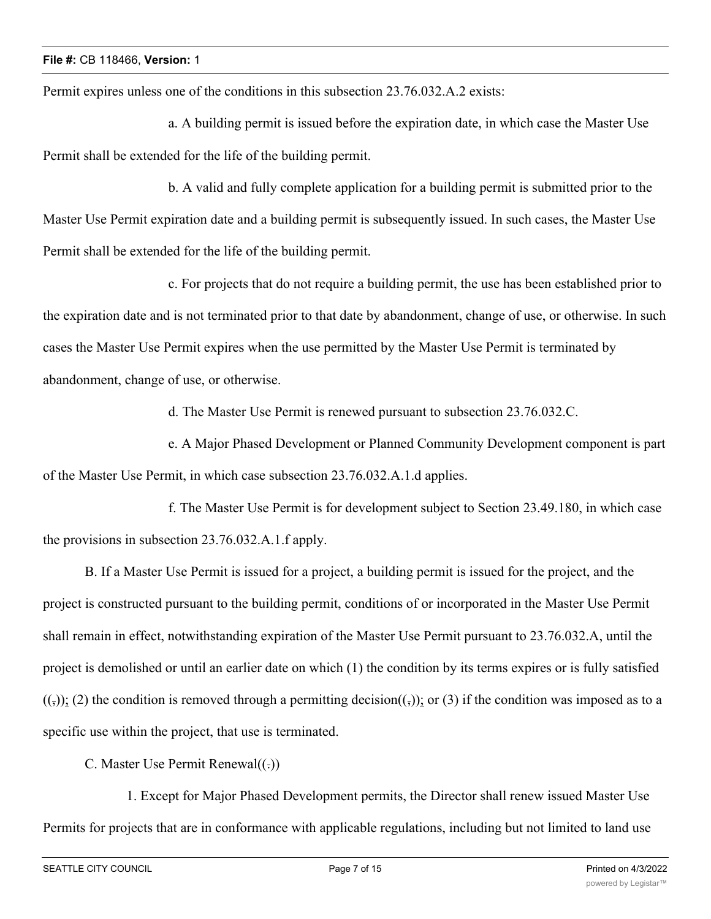Permit expires unless one of the conditions in this subsection 23.76.032.A.2 exists:

a. A building permit is issued before the expiration date, in which case the Master Use Permit shall be extended for the life of the building permit.

b. A valid and fully complete application for a building permit is submitted prior to the Master Use Permit expiration date and a building permit is subsequently issued. In such cases, the Master Use Permit shall be extended for the life of the building permit.

c. For projects that do not require a building permit, the use has been established prior to the expiration date and is not terminated prior to that date by abandonment, change of use, or otherwise. In such cases the Master Use Permit expires when the use permitted by the Master Use Permit is terminated by abandonment, change of use, or otherwise.

d. The Master Use Permit is renewed pursuant to subsection 23.76.032.C.

e. A Major Phased Development or Planned Community Development component is part of the Master Use Permit, in which case subsection 23.76.032.A.1.d applies.

f. The Master Use Permit is for development subject to Section 23.49.180, in which case the provisions in subsection 23.76.032.A.1.f apply.

B. If a Master Use Permit is issued for a project, a building permit is issued for the project, and the project is constructed pursuant to the building permit, conditions of or incorporated in the Master Use Permit shall remain in effect, notwithstanding expiration of the Master Use Permit pursuant to 23.76.032.A, until the project is demolished or until an earlier date on which (1) the condition by its terms expires or is fully satisfied ((,)); (2) the condition is removed through a permitting decision((,)); or (3) if the condition was imposed as to a specific use within the project, that use is terminated.

C. Master Use Permit Renewal((.))

1. Except for Major Phased Development permits, the Director shall renew issued Master Use Permits for projects that are in conformance with applicable regulations, including but not limited to land use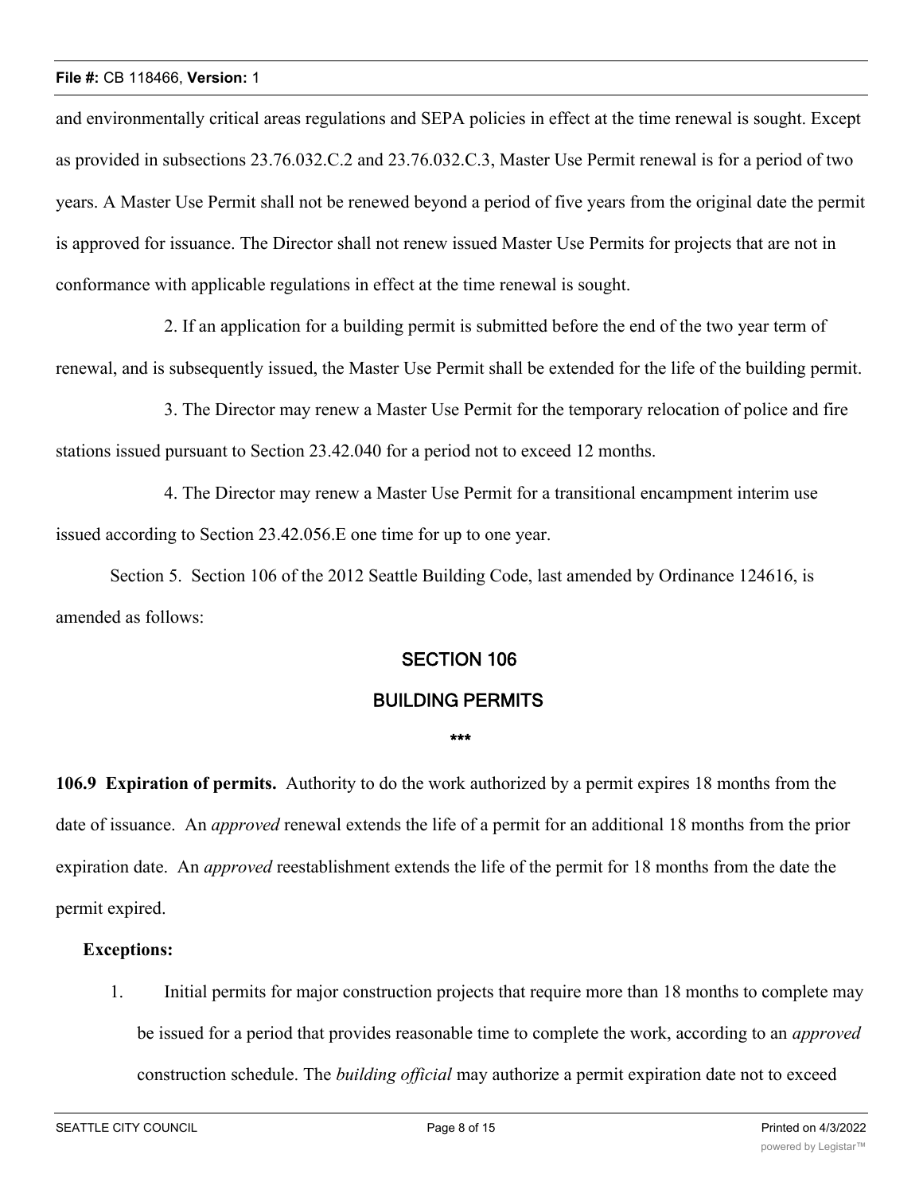and environmentally critical areas regulations and SEPA policies in effect at the time renewal is sought. Except as provided in subsections 23.76.032.C.2 and 23.76.032.C.3, Master Use Permit renewal is for a period of two years. A Master Use Permit shall not be renewed beyond a period of five years from the original date the permit is approved for issuance. The Director shall not renew issued Master Use Permits for projects that are not in conformance with applicable regulations in effect at the time renewal is sought.

2. If an application for a building permit is submitted before the end of the two year term of renewal, and is subsequently issued, the Master Use Permit shall be extended for the life of the building permit.

3. The Director may renew a Master Use Permit for the temporary relocation of police and fire stations issued pursuant to Section 23.42.040 for a period not to exceed 12 months.

4. The Director may renew a Master Use Permit for a transitional encampment interim use issued according to Section 23.42.056.E one time for up to one year.

Section 5. Section 106 of the 2012 Seattle Building Code, last amended by Ordinance 124616, is amended as follows:

## SECTION 106

## BUILDING PERMITS

***

**106.9 Expiration of permits.** Authority to do the work authorized by a permit expires 18 months from the date of issuance. An *approved* renewal extends the life of a permit for an additional 18 months from the prior expiration date. An *approved* reestablishment extends the life of the permit for 18 months from the date the permit expired.

**Exceptions:**

1. Initial permits for major construction projects that require more than 18 months to complete may be issued for a period that provides reasonable time to complete the work, according to an *approved* construction schedule. The *building official* may authorize a permit expiration date not to exceed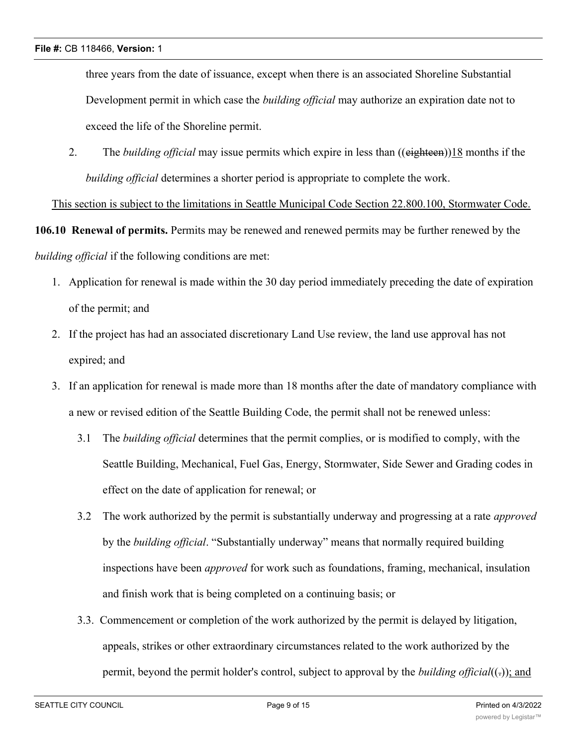three years from the date of issuance, except when there is an associated Shoreline Substantial Development permit in which case the *building official* may authorize an expiration date not to exceed the life of the Shoreline permit.

2. The *building official* may issue permits which expire in less than ((~~eighteen~~))<u>18</u> months if the *building official* determines a shorter period is appropriate to complete the work.

<u>This section is subject to the limitations in Seattle Municipal Code Section 22.800.100, Stormwater Code.</u>

**106.10 Renewal of permits.** Permits may be renewed and renewed permits may be further renewed by the *building official* if the following conditions are met:

1. Application for renewal is made within the 30 day period immediately preceding the date of expiration of the permit; and
2. If the project has had an associated discretionary Land Use review, the land use approval has not expired; and
3. If an application for renewal is made more than 18 months after the date of mandatory compliance with a new or revised edition of the Seattle Building Code, the permit shall not be renewed unless:
   - 3.1 The *building official* determines that the permit complies, or is modified to comply, with the Seattle Building, Mechanical, Fuel Gas, Energy, Stormwater, Side Sewer and Grading codes in effect on the date of application for renewal; or
   - 3.2 The work authorized by the permit is substantially underway and progressing at a rate *approved* by the *building official*. "Substantially underway" means that normally required building inspections have been *approved* for work such as foundations, framing, mechanical, insulation and finish work that is being completed on a continuing basis; or
   - 3.3. Commencement or completion of the work authorized by the permit is delayed by litigation, appeals, strikes or other extraordinary circumstances related to the work authorized by the permit, beyond the permit holder's control, subject to approval by the *building official*((~~.~~))<u>; and</u>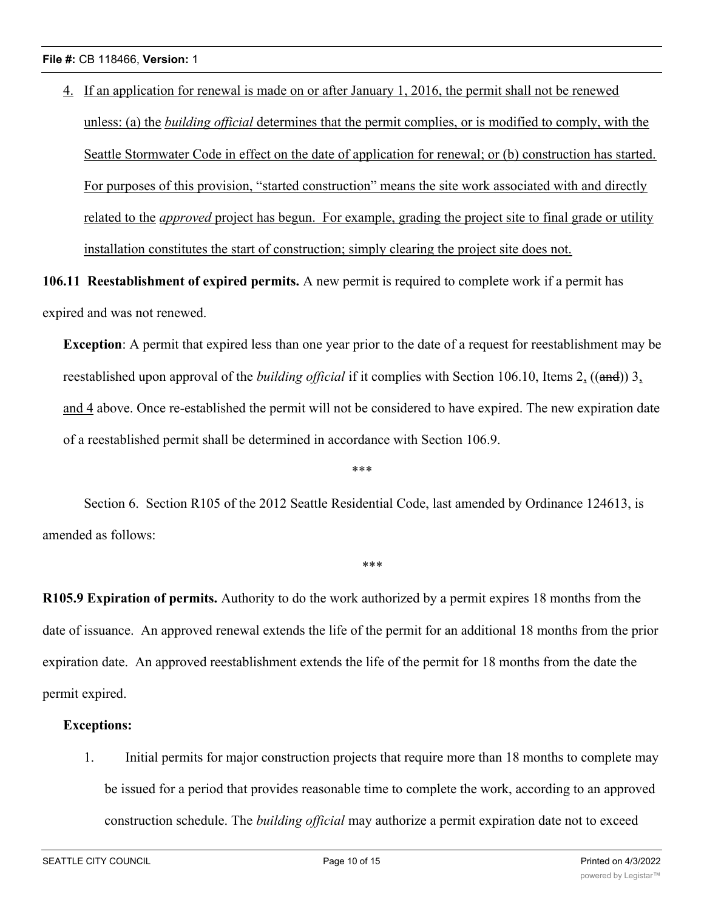4. If an application for renewal is made on or after January 1, 2016, the permit shall not be renewed unless: (a) the *building official* determines that the permit complies, or is modified to comply, with the Seattle Stormwater Code in effect on the date of application for renewal; or (b) construction has started. For purposes of this provision, "started construction" means the site work associated with and directly related to the *approved* project has begun. For example, grading the project site to final grade or utility installation constitutes the start of construction; simply clearing the project site does not.

**106.11 Reestablishment of expired permits.** A new permit is required to complete work if a permit has expired and was not renewed.

**Exception**: A permit that expired less than one year prior to the date of a request for reestablishment may be reestablished upon approval of the *building official* if it complies with Section 106.10, Items 2, ((~~and~~)) 3, and 4 above. Once re-established the permit will not be considered to have expired. The new expiration date of a reestablished permit shall be determined in accordance with Section 106.9.

\*\*\*

Section 6. Section R105 of the 2012 Seattle Residential Code, last amended by Ordinance 124613, is amended as follows:

\*\*\*

**R105.9 Expiration of permits.** Authority to do the work authorized by a permit expires 18 months from the date of issuance. An approved renewal extends the life of the permit for an additional 18 months from the prior expiration date. An approved reestablishment extends the life of the permit for 18 months from the date the permit expired.

**Exceptions:**

1. Initial permits for major construction projects that require more than 18 months to complete may be issued for a period that provides reasonable time to complete the work, according to an approved construction schedule. The *building official* may authorize a permit expiration date not to exceed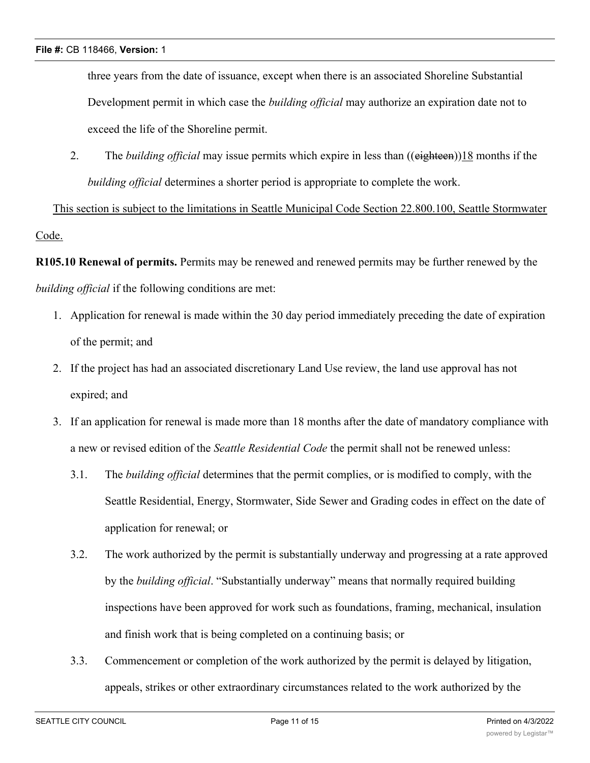three years from the date of issuance, except when there is an associated Shoreline Substantial Development permit in which case the *building official* may authorize an expiration date not to exceed the life of the Shoreline permit.

2. The *building official* may issue permits which expire in less than ((~~eighteen~~))<u>18</u> months if the *building official* determines a shorter period is appropriate to complete the work.

<u>This section is subject to the limitations in Seattle Municipal Code Section 22.800.100, Seattle Stormwater Code.</u>

**R105.10 Renewal of permits.** Permits may be renewed and renewed permits may be further renewed by the *building official* if the following conditions are met:

1. Application for renewal is made within the 30 day period immediately preceding the date of expiration of the permit; and
2. If the project has had an associated discretionary Land Use review, the land use approval has not expired; and
3. If an application for renewal is made more than 18 months after the date of mandatory compliance with a new or revised edition of the *Seattle Residential Code* the permit shall not be renewed unless:
   - 3.1. The *building official* determines that the permit complies, or is modified to comply, with the Seattle Residential, Energy, Stormwater, Side Sewer and Grading codes in effect on the date of application for renewal; or
   - 3.2. The work authorized by the permit is substantially underway and progressing at a rate approved by the *building official*. "Substantially underway" means that normally required building inspections have been approved for work such as foundations, framing, mechanical, insulation and finish work that is being completed on a continuing basis; or
   - 3.3. Commencement or completion of the work authorized by the permit is delayed by litigation, appeals, strikes or other extraordinary circumstances related to the work authorized by the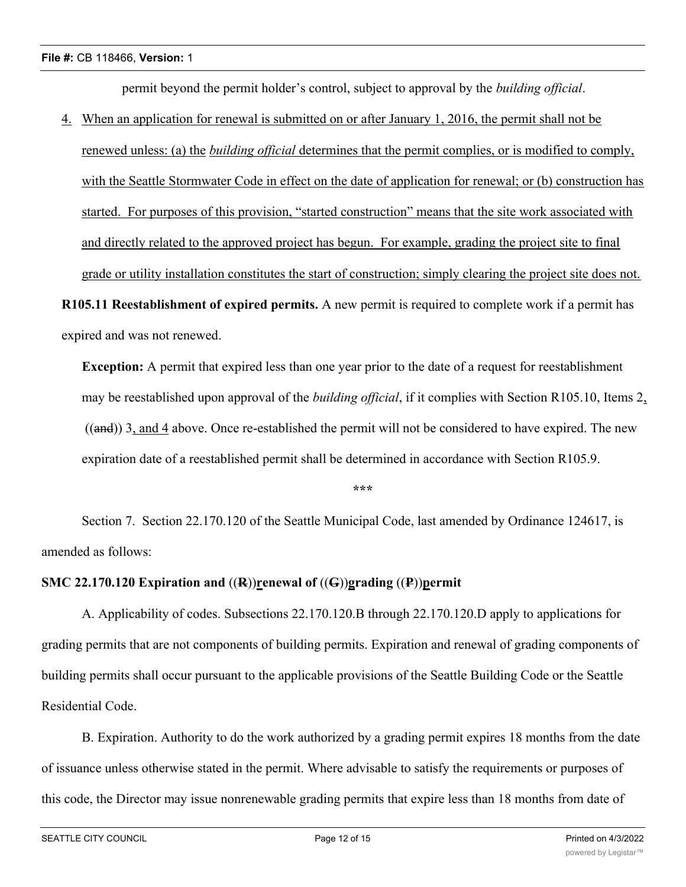permit beyond the permit holder's control, subject to approval by the *building official*.

4. When an application for renewal is submitted on or after January 1, 2016, the permit shall not be renewed unless: (a) the *building official* determines that the permit complies, or is modified to comply, with the Seattle Stormwater Code in effect on the date of application for renewal; or (b) construction has started. For purposes of this provision, "started construction" means that the site work associated with and directly related to the approved project has begun. For example, grading the project site to final grade or utility installation constitutes the start of construction; simply clearing the project site does not.

**R105.11 Reestablishment of expired permits.** A new permit is required to complete work if a permit has expired and was not renewed.

**Exception:** A permit that expired less than one year prior to the date of a request for reestablishment may be reestablished upon approval of the *building official*, if it complies with Section R105.10, Items 2, ((and)) 3, and 4 above. Once re-established the permit will not be considered to have expired. The new expiration date of a reestablished permit shall be determined in accordance with Section R105.9.

\*\*\*

Section 7. Section 22.170.120 of the Seattle Municipal Code, last amended by Ordinance 124617, is amended as follows:

**SMC 22.170.120 Expiration and ((R))renewal of ((G))grading ((P))permit**

A. Applicability of codes. Subsections 22.170.120.B through 22.170.120.D apply to applications for grading permits that are not components of building permits. Expiration and renewal of grading components of building permits shall occur pursuant to the applicable provisions of the Seattle Building Code or the Seattle Residential Code.

B. Expiration. Authority to do the work authorized by a grading permit expires 18 months from the date of issuance unless otherwise stated in the permit. Where advisable to satisfy the requirements or purposes of this code, the Director may issue nonrenewable grading permits that expire less than 18 months from date of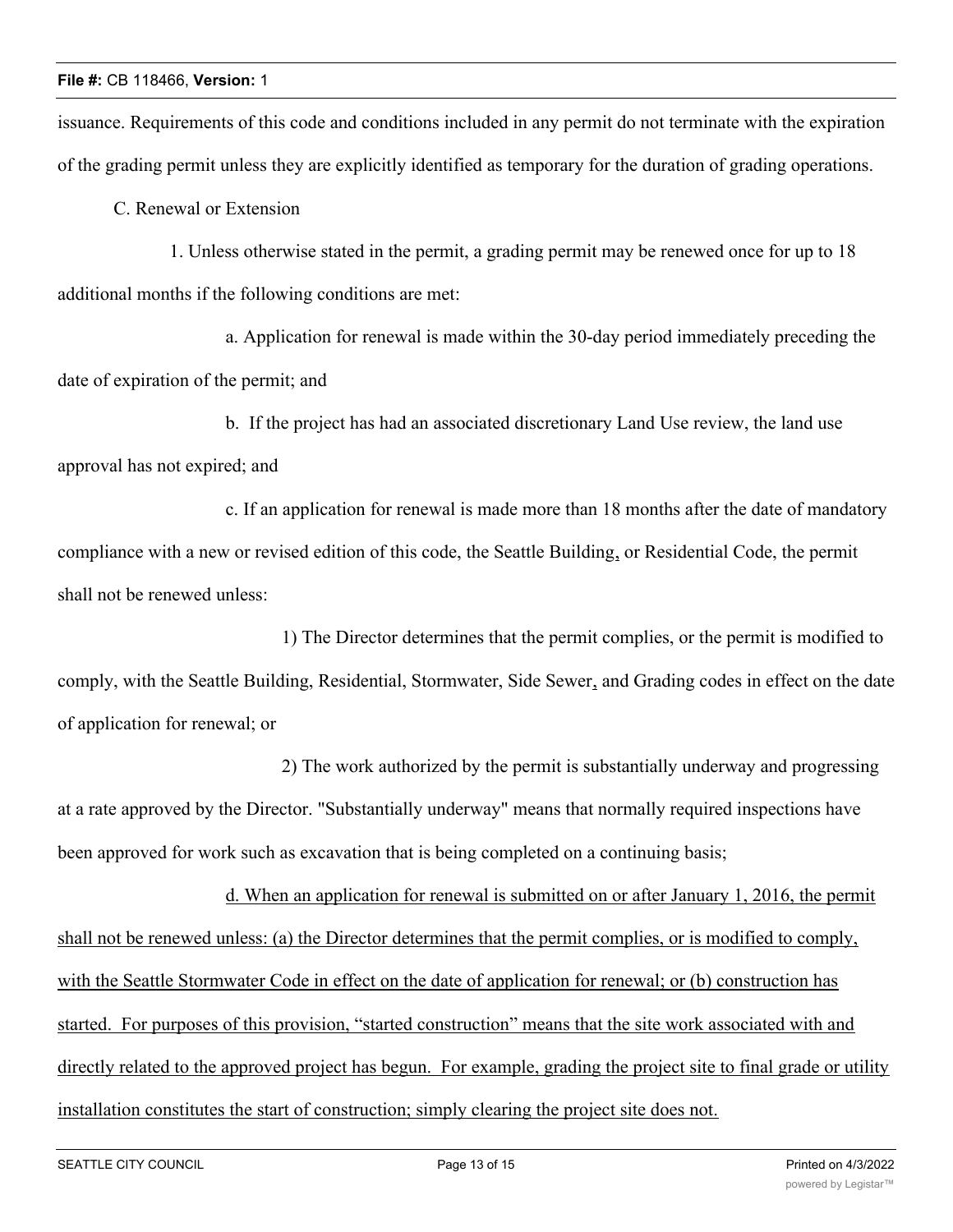issuance. Requirements of this code and conditions included in any permit do not terminate with the expiration of the grading permit unless they are explicitly identified as temporary for the duration of grading operations.

C. Renewal or Extension

1. Unless otherwise stated in the permit, a grading permit may be renewed once for up to 18 additional months if the following conditions are met:

a. Application for renewal is made within the 30-day period immediately preceding the date of expiration of the permit; and

b. If the project has had an associated discretionary Land Use review, the land use approval has not expired; and

c. If an application for renewal is made more than 18 months after the date of mandatory compliance with a new or revised edition of this code, the Seattle Building, or Residential Code, the permit shall not be renewed unless:

1) The Director determines that the permit complies, or the permit is modified to comply, with the Seattle Building, Residential, Stormwater, Side Sewer, and Grading codes in effect on the date of application for renewal; or

2) The work authorized by the permit is substantially underway and progressing at a rate approved by the Director. "Substantially underway" means that normally required inspections have been approved for work such as excavation that is being completed on a continuing basis;

d. When an application for renewal is submitted on or after January 1, 2016, the permit shall not be renewed unless: (a) the Director determines that the permit complies, or is modified to comply, with the Seattle Stormwater Code in effect on the date of application for renewal; or (b) construction has started. For purposes of this provision, "started construction" means that the site work associated with and directly related to the approved project has begun. For example, grading the project site to final grade or utility installation constitutes the start of construction; simply clearing the project site does not.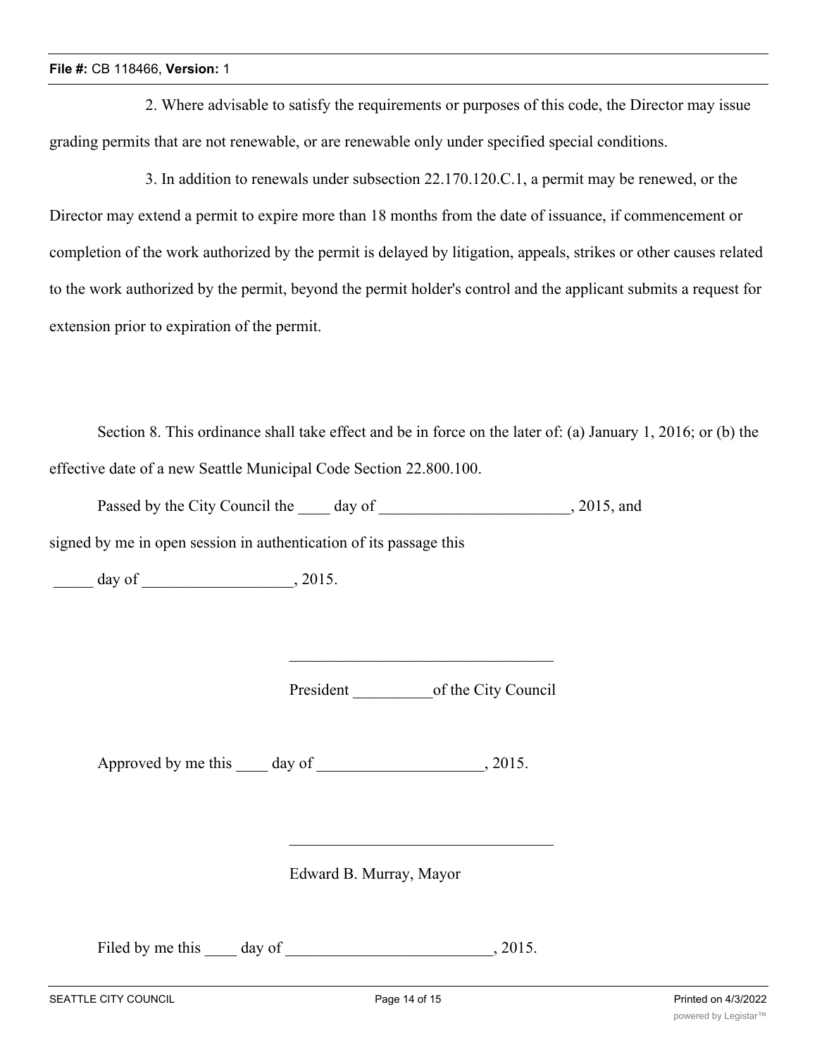2. Where advisable to satisfy the requirements or purposes of this code, the Director may issue grading permits that are not renewable, or are renewable only under specified special conditions.

3. In addition to renewals under subsection 22.170.120.C.1, a permit may be renewed, or the Director may extend a permit to expire more than 18 months from the date of issuance, if commencement or completion of the work authorized by the permit is delayed by litigation, appeals, strikes or other causes related to the work authorized by the permit, beyond the permit holder's control and the applicant submits a request for extension prior to expiration of the permit.

Section 8. This ordinance shall take effect and be in force on the later of: (a) January 1, 2016; or (b) the effective date of a new Seattle Municipal Code Section 22.800.100.

Passed by the City Council the ____ day of ________________________, 2015, and signed by me in open session in authentication of its passage this

_____ day of ___________________, 2015.

_________________________________

President __________of the City Council

Approved by me this ____ day of _____________________, 2015.

_________________________________

Edward B. Murray, Mayor

Filed by me this ____ day of __________________________, 2015.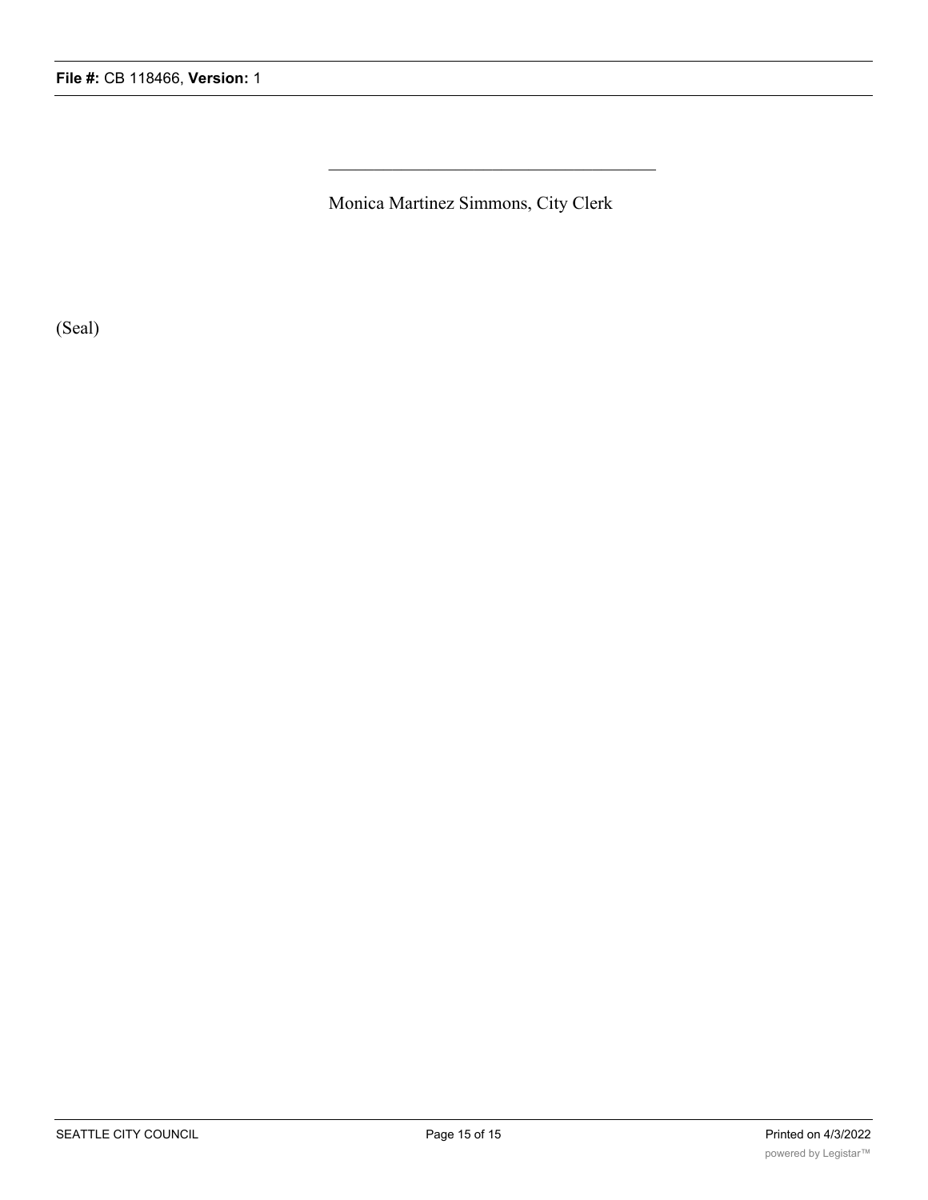\_\_\_\_\_\_\_\_\_\_\_\_\_\_\_\_\_\_\_\_\_\_\_\_\_\_\_\_\_\_\_\_\_\_\_\_\_\_

Monica Martinez Simmons, City Clerk

(Seal)